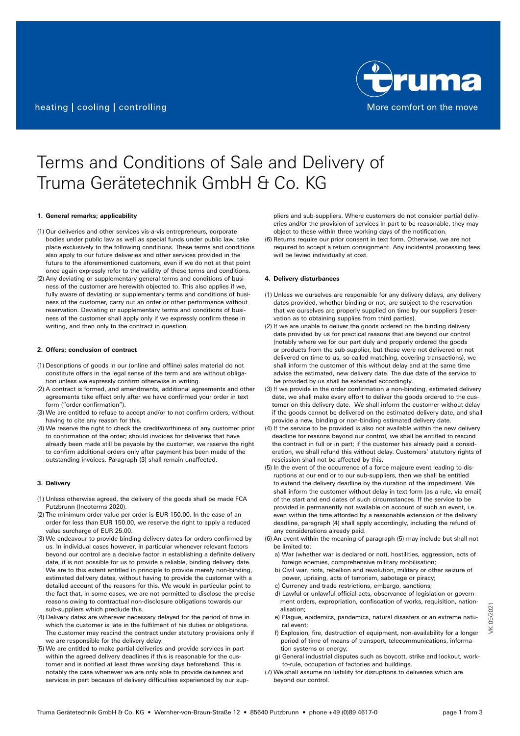heating | cooling | controlling

More comfort on the move

# Terms and Conditions of Sale and Delivery of Truma Gerätetechnik GmbH & Co. KG

## 1. General remarks; applicability

(1) Our deliveries and other services vis-a-vis entrepreneurs, corporate bodies under public law as well as special funds under public law, take place exclusively to the following conditions. These terms and conditions also apply to our future deliveries and other services provided in the future to the aforementioned customers, even if we do not at that point once again expressly refer to the validity of these terms and conditions.

(2) Any deviating or supplementary general terms and conditions of business of the customer are herewith objected to. This also applies if we, fully aware of deviating or supplementary terms and conditions of business of the customer, carry out an order or other performance without reservation. Deviating or supplementary terms and conditions of business of the customer shall apply only if we expressly confirm these in writing, and then only to the contract in question.

## 2. Offers; conclusion of contract

(1) Descriptions of goods in our (online and offline) sales material do not constitute offers in the legal sense of the term and are without obligation unless we expressly confirm otherwise in writing.

(2) A contract is formed, and amendments, additional agreements and other agreements take effect only after we have confirmed your order in text form ("order confirmation").

(3) We are entitled to refuse to accept and/or to not confirm orders, without having to cite any reason for this.

(4) We reserve the right to check the creditworthiness of any customer prior to confirmation of the order; should invoices for deliveries that have already been made still be payable by the customer, we reserve the right to confirm additional orders only after payment has been made of the outstanding invoices. Paragraph (3) shall remain unaffected.

## 3. Delivery

(1) Unless otherwise agreed, the delivery of the goods shall be made FCA Putzbrunn (Incoterms 2020).

(2) The minimum order value per order is EUR 150.00. In the case of an order for less than EUR 150.00, we reserve the right to apply a reduced value surcharge of EUR 25.00.

(3) We endeavour to provide binding delivery dates for orders confirmed by us. In individual cases however, in particular whenever relevant factors beyond our control are a decisive factor in establishing a definite delivery date, it is not possible for us to provide a reliable, binding delivery date. We are to this extent entitled in principle to provide merely non-binding, estimated delivery dates, without having to provide the customer with a detailed account of the reasons for this. We would in particular point to the fact that, in some cases, we are not permitted to disclose the precise reasons owing to contractual non-disclosure obligations towards our sub-suppliers which preclude this.

(4) Delivery dates are wherever necessary delayed for the period of time in which the customer is late in the fulfilment of his duties or obligations. The customer may rescind the contract under statutory provisions only if we are responsible for the delivery delay.

(5) We are entitled to make partial deliveries and provide services in part within the agreed delivery deadlines if this is reasonable for the customer and is notified at least three working days beforehand. This is notably the case whenever we are only able to provide deliveries and services in part because of delivery difficulties experienced by our suppliers and sub-suppliers. Where customers do not consider partial deliveries and/or the provision of services in part to be reasonable, they may object to these within three working days of the notification.

(6) Returns require our prior consent in text form. Otherwise, we are not required to accept a return consignment. Any incidental processing fees will be levied individually at cost.

## 4. Delivery disturbances

(1) Unless we ourselves are responsible for any delivery delays, any delivery dates provided, whether binding or not, are subject to the reservation that we ourselves are properly supplied on time by our suppliers (reservation as to obtaining supplies from third parties).

(2) If we are unable to deliver the goods ordered on the binding delivery date provided by us for practical reasons that are beyond our control (notably where we for our part duly and properly ordered the goods or products from the sub-supplier, but these were not delivered or not delivered on time to us, so-called matching, covering transactions), we shall inform the customer of this without delay and at the same time advise the estimated, new delivery date. The due date of the service to be provided by us shall be extended accordingly.

(3) If we provide in the order confirmation a non-binding, estimated delivery date, we shall make every effort to deliver the goods ordered to the customer on this delivery date. We shall inform the customer without delay if the goods cannot be delivered on the estimated delivery date, and shall provide a new, binding or non-binding estimated delivery date.

(4) If the service to be provided is also not available within the new delivery deadline for reasons beyond our control, we shall be entitled to rescind the contract in full or in part; if the customer has already paid a consideration, we shall refund this without delay. Customers' statutory rights of rescission shall not be affected by this.

(5) In the event of the occurrence of a force majeure event leading to disruptions at our end or to our sub-suppliers, then we shall be entitled to extend the delivery deadline by the duration of the impediment. We shall inform the customer without delay in text form (as a rule, via email) of the start and end dates of such circumstances. If the service to be provided is permanently not available on account of such an event, i.e. even within the time afforded by a reasonable extension of the delivery deadline, paragraph (4) shall apply accordingly, including the refund of any considerations already paid.

(6) An event within the meaning of paragraph (5) may include but shall not be limited to:

a) War (whether war is declared or not), hostilities, aggression, acts of foreign enemies, comprehensive military mobilisation;

b) Civil war, riots, rebellion and revolution, military or other seizure of power, uprising, acts of terrorism, sabotage or piracy;

c) Currency and trade restrictions, embargo, sanctions;

d) Lawful or unlawful official acts, observance of legislation or government orders, expropriation, confiscation of works, requisition, nationalisation;

e) Plague, epidemics, pandemics, natural disasters or an extreme natural event;

f) Explosion, fire, destruction of equipment, non-availability for a longer period of time of means of transport, telecommunications, information systems or energy;

g) General industrial disputes such as boycott, strike and lockout, work-to-rule, occupation of factories and buildings.

(7) We shall assume no liability for disruptions to deliveries which are beyond our control.

VK 09/2021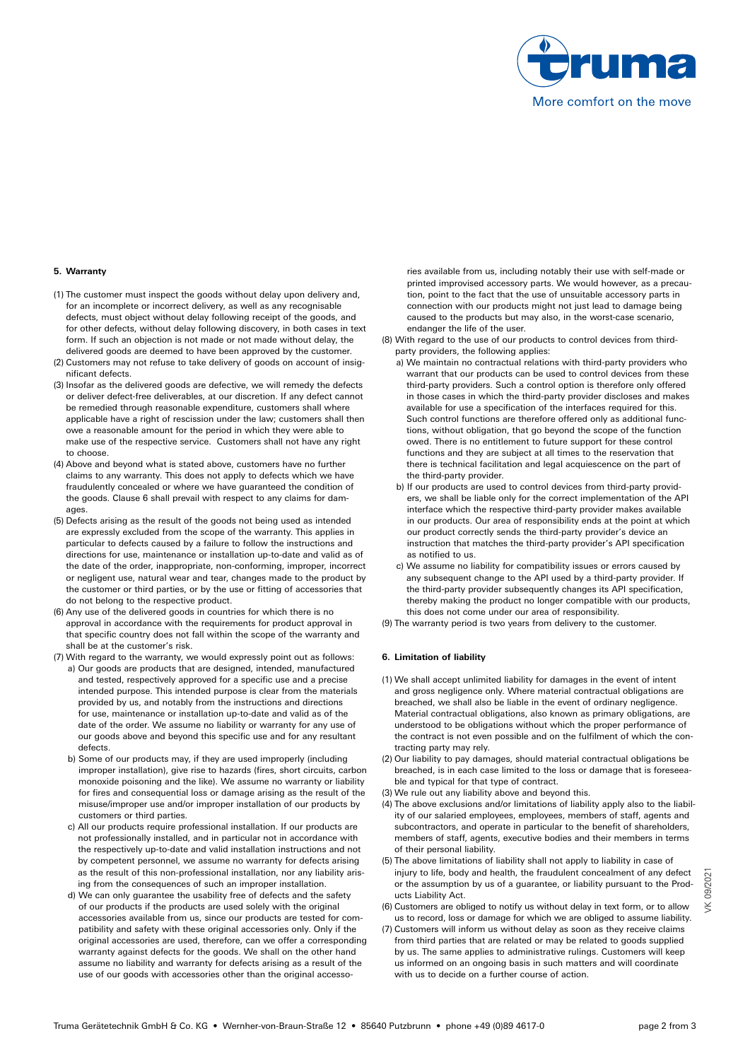## 5. Warranty

(1) The customer must inspect the goods without delay upon delivery and, for an incomplete or incorrect delivery, as well as any recognisable defects, must object without delay following receipt of the goods, and for other defects, without delay following discovery, in both cases in text form. If such an objection is not made or not made without delay, the delivered goods are deemed to have been approved by the customer.

(2) Customers may not refuse to take delivery of goods on account of insignificant defects.

(3) Insofar as the delivered goods are defective, we will remedy the defects or deliver defect-free deliverables, at our discretion. If any defect cannot be remedied through reasonable expenditure, customers shall where applicable have a right of rescission under the law; customers shall then owe a reasonable amount for the period in which they were able to make use of the respective service. Customers shall not have any right to choose.

(4) Above and beyond what is stated above, customers have no further claims to any warranty. This does not apply to defects which we have fraudulently concealed or where we have guaranteed the condition of the goods. Clause 6 shall prevail with respect to any claims for damages.

(5) Defects arising as the result of the goods not being used as intended are expressly excluded from the scope of the warranty. This applies in particular to defects caused by a failure to follow the instructions and directions for use, maintenance or installation up-to-date and valid as of the date of the order, inappropriate, non-conforming, improper, incorrect or negligent use, natural wear and tear, changes made to the product by the customer or third parties, or by the use or fitting of accessories that do not belong to the respective product.

(6) Any use of the delivered goods in countries for which there is no approval in accordance with the requirements for product approval in that specific country does not fall within the scope of the warranty and shall be at the customer's risk.

(7) With regard to the warranty, we would expressly point out as follows:

a) Our goods are products that are designed, intended, manufactured and tested, respectively approved for a specific use and a precise intended purpose. This intended purpose is clear from the materials provided by us, and notably from the instructions and directions for use, maintenance or installation up-to-date and valid as of the date of the order. We assume no liability or warranty for any use of our goods above and beyond this specific use and for any resultant defects.

b) Some of our products may, if they are used improperly (including improper installation), give rise to hazards (fires, short circuits, carbon monoxide poisoning and the like). We assume no warranty or liability for fires and consequential loss or damage arising as the result of the misuse/improper use and/or improper installation of our products by customers or third parties.

c) All our products require professional installation. If our products are not professionally installed, and in particular not in accordance with the respectively up-to-date and valid installation instructions and not by competent personnel, we assume no warranty for defects arising as the result of this non-professional installation, nor any liability arising from the consequences of such an improper installation.

d) We can only guarantee the usability free of defects and the safety of our products if the products are used solely with the original accessories available from us, since our products are tested for compatibility and safety with these original accessories only. Only if the original accessories are used, therefore, can we offer a corresponding warranty against defects for the goods. We shall on the other hand assume no liability and warranty for defects arising as a result of the use of our goods with accessories other than the original accessories available from us, including notably their use with self-made or printed improvised accessory parts. We would however, as a precaution, point to the fact that the use of unsuitable accessory parts in connection with our products might not just lead to damage being caused to the products but may also, in the worst-case scenario, endanger the life of the user.

(8) With regard to the use of our products to control devices from third-party providers, the following applies:

a) We maintain no contractual relations with third-party providers who warrant that our products can be used to control devices from these third-party providers. Such a control option is therefore only offered in those cases in which the third-party provider discloses and makes available for use a specification of the interfaces required for this. Such control functions are therefore offered only as additional functions, without obligation, that go beyond the scope of the function owed. There is no entitlement to future support for these control functions and they are subject at all times to the reservation that there is technical facilitation and legal acquiescence on the part of the third-party provider.

b) If our products are used to control devices from third-party providers, we shall be liable only for the correct implementation of the API interface which the respective third-party provider makes available in our products. Our area of responsibility ends at the point at which our product correctly sends the third-party provider's device an instruction that matches the third-party provider's API specification as notified to us.

c) We assume no liability for compatibility issues or errors caused by any subsequent change to the API used by a third-party provider. If the third-party provider subsequently changes its API specification, thereby making the product no longer compatible with our products, this does not come under our area of responsibility.

(9) The warranty period is two years from delivery to the customer.

## 6. Limitation of liability

(1) We shall accept unlimited liability for damages in the event of intent and gross negligence only. Where material contractual obligations are breached, we shall also be liable in the event of ordinary negligence. Material contractual obligations, also known as primary obligations, are understood to be obligations without which the proper performance of the contract is not even possible and on the fulfilment of which the contracting party may rely.

(2) Our liability to pay damages, should material contractual obligations be breached, is in each case limited to the loss or damage that is foreseeable and typical for that type of contract.

(3) We rule out any liability above and beyond this.

(4) The above exclusions and/or limitations of liability apply also to the liability of our salaried employees, employees, members of staff, agents and subcontractors, and operate in particular to the benefit of shareholders, members of staff, agents, executive bodies and their members in terms of their personal liability.

(5) The above limitations of liability shall not apply to liability in case of injury to life, body and health, the fraudulent concealment of any defect or the assumption by us of a guarantee, or liability pursuant to the Products Liability Act.

(6) Customers are obliged to notify us without delay in text form, or to allow us to record, loss or damage for which we are obliged to assume liability.

(7) Customers will inform us without delay as soon as they receive claims from third parties that are related or may be related to goods supplied by us. The same applies to administrative rulings. Customers will keep us informed on an ongoing basis in such matters and will coordinate with us to decide on a further course of action.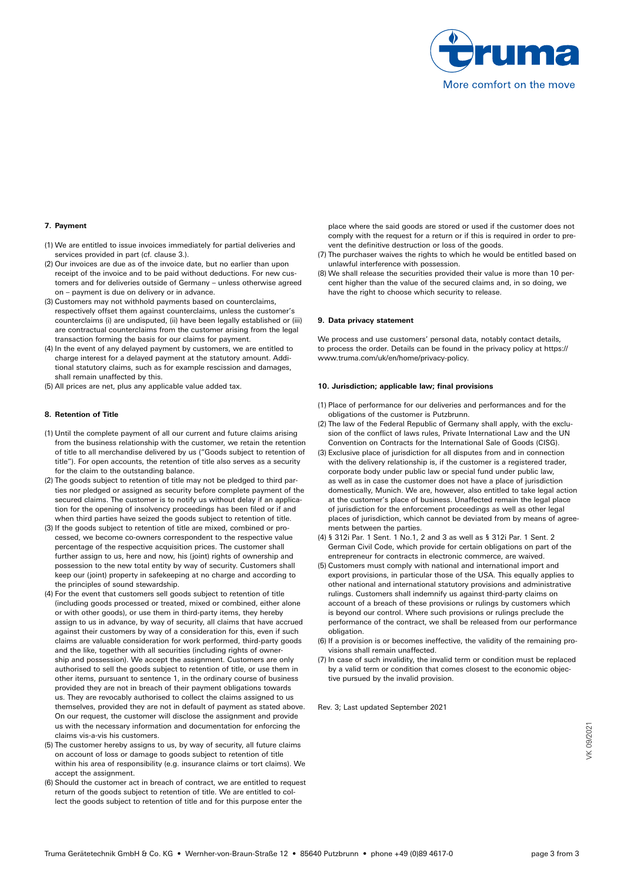## 7. Payment

(1) We are entitled to issue invoices immediately for partial deliveries and services provided in part (cf. clause 3.).
(2) Our invoices are due as of the invoice date, but no earlier than upon receipt of the invoice and to be paid without deductions. For new customers and for deliveries outside of Germany – unless otherwise agreed on – payment is due on delivery or in advance.
(3) Customers may not withhold payments based on counterclaims, respectively offset them against counterclaims, unless the customer's counterclaims (i) are undisputed, (ii) have been legally established or (iii) are contractual counterclaims from the customer arising from the legal transaction forming the basis for our claims for payment.
(4) In the event of any delayed payment by customers, we are entitled to charge interest for a delayed payment at the statutory amount. Additional statutory claims, such as for example rescission and damages, shall remain unaffected by this.
(5) All prices are net, plus any applicable value added tax.

## 8. Retention of Title

(1) Until the complete payment of all our current and future claims arising from the business relationship with the customer, we retain the retention of title to all merchandise delivered by us ("Goods subject to retention of title"). For open accounts, the retention of title also serves as a security for the claim to the outstanding balance.
(2) The goods subject to retention of title may not be pledged to third parties nor pledged or assigned as security before complete payment of the secured claims. The customer is to notify us without delay if an application for the opening of insolvency proceedings has been filed or if and when third parties have seized the goods subject to retention of title.
(3) If the goods subject to retention of title are mixed, combined or processed, we become co-owners correspondent to the respective value percentage of the respective acquisition prices. The customer shall further assign to us, here and now, his (joint) rights of ownership and possession to the new total entity by way of security. Customers shall keep our (joint) property in safekeeping at no charge and according to the principles of sound stewardship.
(4) For the event that customers sell goods subject to retention of title (including goods processed or treated, mixed or combined, either alone or with other goods), or use them in third-party items, they hereby assign to us in advance, by way of security, all claims that have accrued against their customers by way of a consideration for this, even if such claims are valuable consideration for work performed, third-party goods and the like, together with all securities (including rights of ownership and possession). We accept the assignment. Customers are only authorised to sell the goods subject to retention of title, or use them in other items, pursuant to sentence 1, in the ordinary course of business provided they are not in breach of their payment obligations towards us. They are revocably authorised to collect the claims assigned to us themselves, provided they are not in default of payment as stated above. On our request, the customer will disclose the assignment and provide us with the necessary information and documentation for enforcing the claims vis-a-vis his customers.
(5) The customer hereby assigns to us, by way of security, all future claims on account of loss or damage to goods subject to retention of title within his area of responsibility (e.g. insurance claims or tort claims). We accept the assignment.
(6) Should the customer act in breach of contract, we are entitled to request return of the goods subject to retention of title. We are entitled to collect the goods subject to retention of title and for this purpose enter the place where the said goods are stored or used if the customer does not comply with the request for a return or if this is required in order to prevent the definitive destruction or loss of the goods.
(7) The purchaser waives the rights to which he would be entitled based on unlawful interference with possession.
(8) We shall release the securities provided their value is more than 10 percent higher than the value of the secured claims and, in so doing, we have the right to choose which security to release.

## 9. Data privacy statement

We process and use customers' personal data, notably contact details, to process the order. Details can be found in the privacy policy at https://www.truma.com/uk/en/home/privacy-policy.

## 10. Jurisdiction; applicable law; final provisions

(1) Place of performance for our deliveries and performances and for the obligations of the customer is Putzbrunn.
(2) The law of the Federal Republic of Germany shall apply, with the exclusion of the conflict of laws rules, Private International Law and the UN Convention on Contracts for the International Sale of Goods (CISG).
(3) Exclusive place of jurisdiction for all disputes from and in connection with the delivery relationship is, if the customer is a registered trader, corporate body under public law or special fund under public law, as well as in case the customer does not have a place of jurisdiction domestically, Munich. We are, however, also entitled to take legal action at the customer's place of business. Unaffected remain the legal place of jurisdiction for the enforcement proceedings as well as other legal places of jurisdiction, which cannot be deviated from by means of agreements between the parties.
(4) § 312i Par. 1 Sent. 1 No.1, 2 and 3 as well as § 312i Par. 1 Sent. 2 German Civil Code, which provide for certain obligations on part of the entrepreneur for contracts in electronic commerce, are waived.
(5) Customers must comply with national and international import and export provisions, in particular those of the USA. This equally applies to other national and international statutory provisions and administrative rulings. Customers shall indemnify us against third-party claims on account of a breach of these provisions or rulings by customers which is beyond our control. Where such provisions or rulings preclude the performance of the contract, we shall be released from our performance obligation.
(6) If a provision is or becomes ineffective, the validity of the remaining provisions shall remain unaffected.
(7) In case of such invalidity, the invalid term or condition must be replaced by a valid term or condition that comes closest to the economic objective pursued by the invalid provision.

Rev. 3; Last updated September 2021

VK 09/2021